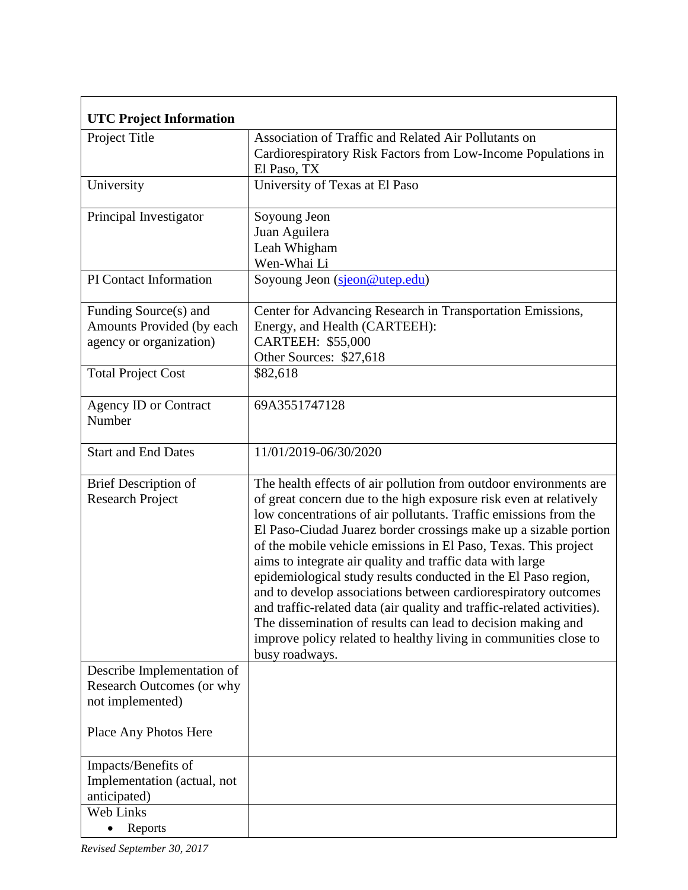| UTC Project Information | |
|---|---|
| Project Title | Association of Traffic and Related Air Pollutants on Cardiorespiratory Risk Factors from Low-Income Populations in El Paso, TX |
| University | University of Texas at El Paso |
| Principal Investigator | Soyoung Jeon<br>Juan Aguilera<br>Leah Whigham<br>Wen-Whai Li |
| PI Contact Information | Soyoung Jeon (sjeon@utep.edu) |
| Funding Source(s) and Amounts Provided (by each agency or organization) | Center for Advancing Research in Transportation Emissions, Energy, and Health (CARTEEH):<br>CARTEEH: $55,000<br>Other Sources: $27,618 |
| Total Project Cost | $82,618 |
| Agency ID or Contract Number | 69A3551747128 |
| Start and End Dates | 11/01/2019-06/30/2020 |
| Brief Description of Research Project | The health effects of air pollution from outdoor environments are of great concern due to the high exposure risk even at relatively low concentrations of air pollutants. Traffic emissions from the El Paso-Ciudad Juarez border crossings make up a sizable portion of the mobile vehicle emissions in El Paso, Texas. This project aims to integrate air quality and traffic data with large epidemiological study results conducted in the El Paso region, and to develop associations between cardiorespiratory outcomes and traffic-related data (air quality and traffic-related activities). The dissemination of results can lead to decision making and improve policy related to healthy living in communities close to busy roadways. |
| Describe Implementation of Research Outcomes (or why not implemented)<br><br>Place Any Photos Here | |
| Impacts/Benefits of Implementation (actual, not anticipated) | |
| Web Links<br>• Reports | |

*Revised September 30, 2017*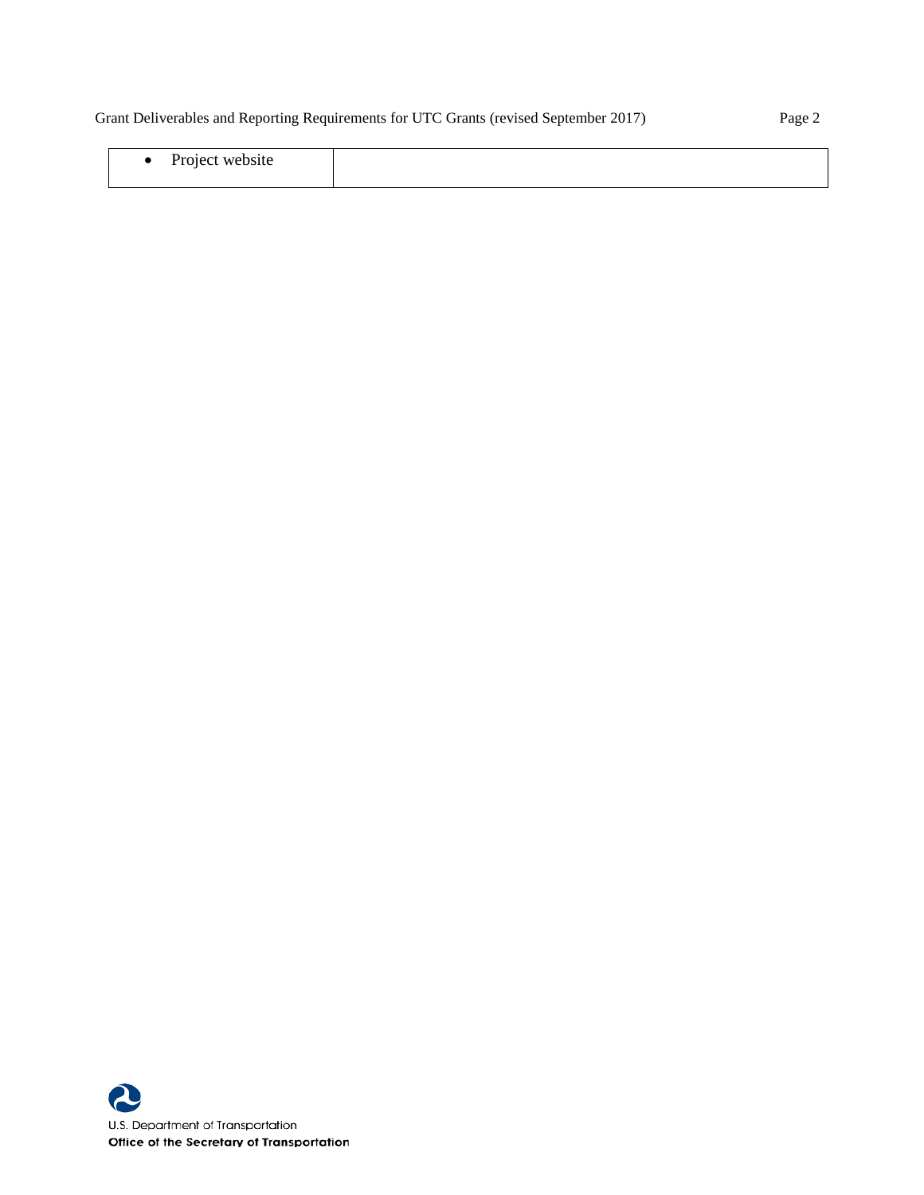| | |
|---|---|
| • Project website | |

U.S. Department of Transportation
**Office of the Secretary of Transportation**